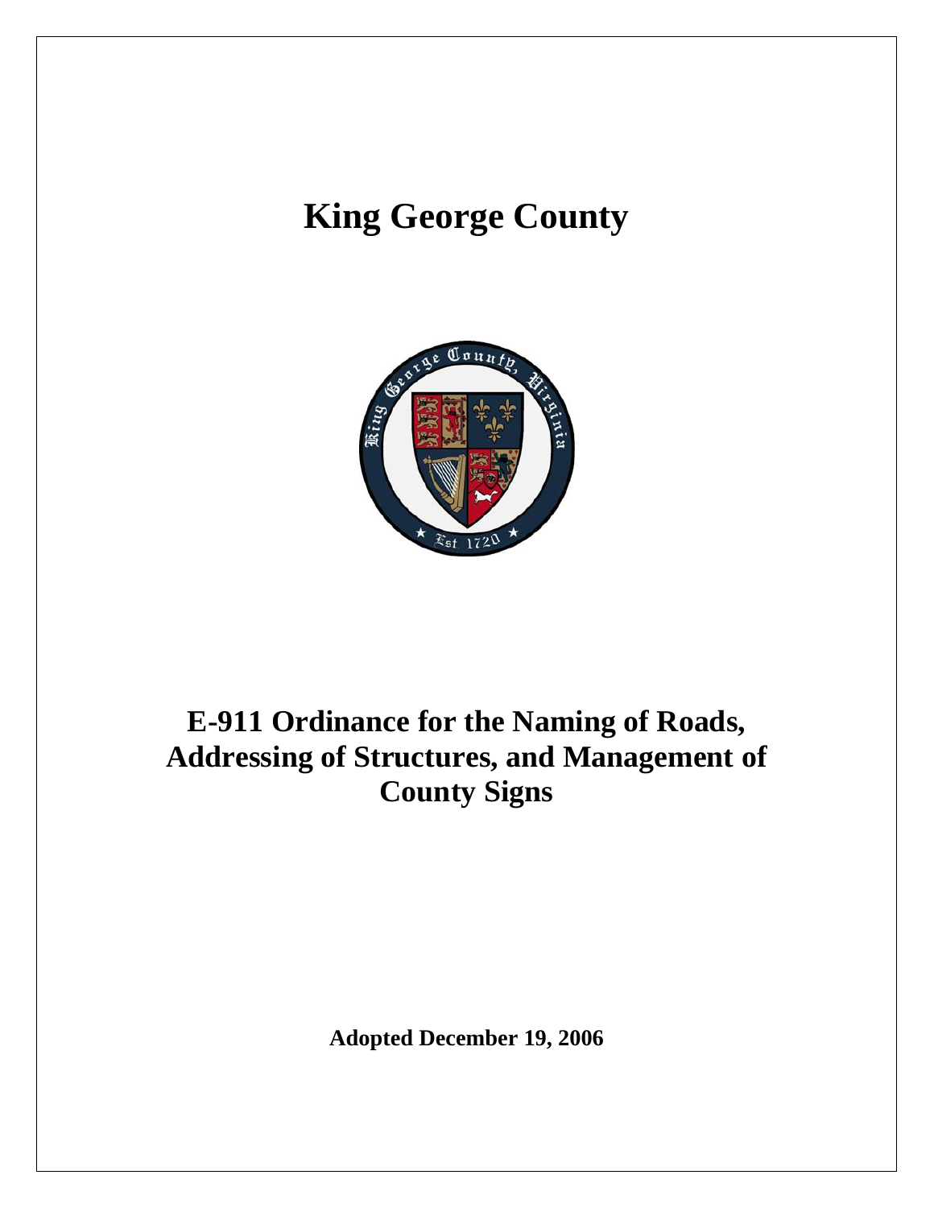# King George County

# E-911 Ordinance for the Naming of Roads, Addressing of Structures, and Management of County Signs

**Adopted December 19, 2006**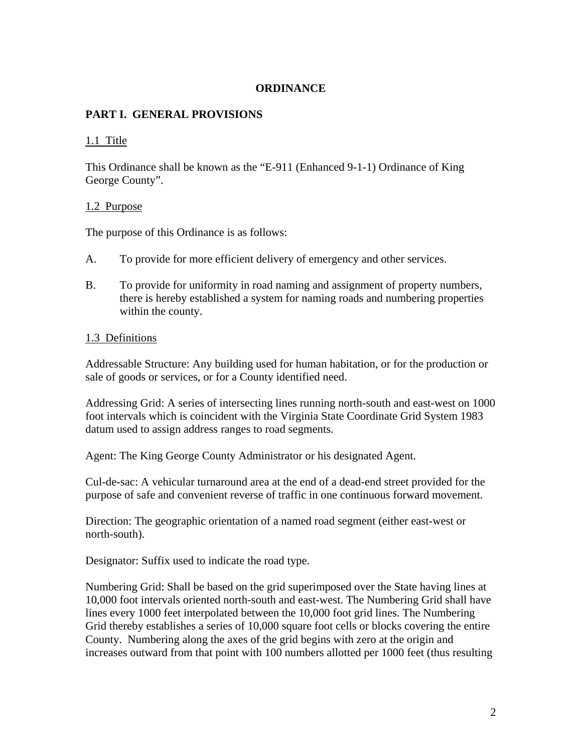# ORDINANCE

## PART I. GENERAL PROVISIONS

### 1.1 Title

This Ordinance shall be known as the "E-911 (Enhanced 9-1-1) Ordinance of King George County".

### 1.2 Purpose

The purpose of this Ordinance is as follows:

A. To provide for more efficient delivery of emergency and other services.

B. To provide for uniformity in road naming and assignment of property numbers, there is hereby established a system for naming roads and numbering properties within the county.

### 1.3 Definitions

Addressable Structure: Any building used for human habitation, or for the production or sale of goods or services, or for a County identified need.

Addressing Grid: A series of intersecting lines running north-south and east-west on 1000 foot intervals which is coincident with the Virginia State Coordinate Grid System 1983 datum used to assign address ranges to road segments.

Agent: The King George County Administrator or his designated Agent.

Cul-de-sac: A vehicular turnaround area at the end of a dead-end street provided for the purpose of safe and convenient reverse of traffic in one continuous forward movement.

Direction: The geographic orientation of a named road segment (either east-west or north-south).

Designator: Suffix used to indicate the road type.

Numbering Grid: Shall be based on the grid superimposed over the State having lines at 10,000 foot intervals oriented north-south and east-west. The Numbering Grid shall have lines every 1000 feet interpolated between the 10,000 foot grid lines. The Numbering Grid thereby establishes a series of 10,000 square foot cells or blocks covering the entire County. Numbering along the axes of the grid begins with zero at the origin and increases outward from that point with 100 numbers allotted per 1000 feet (thus resulting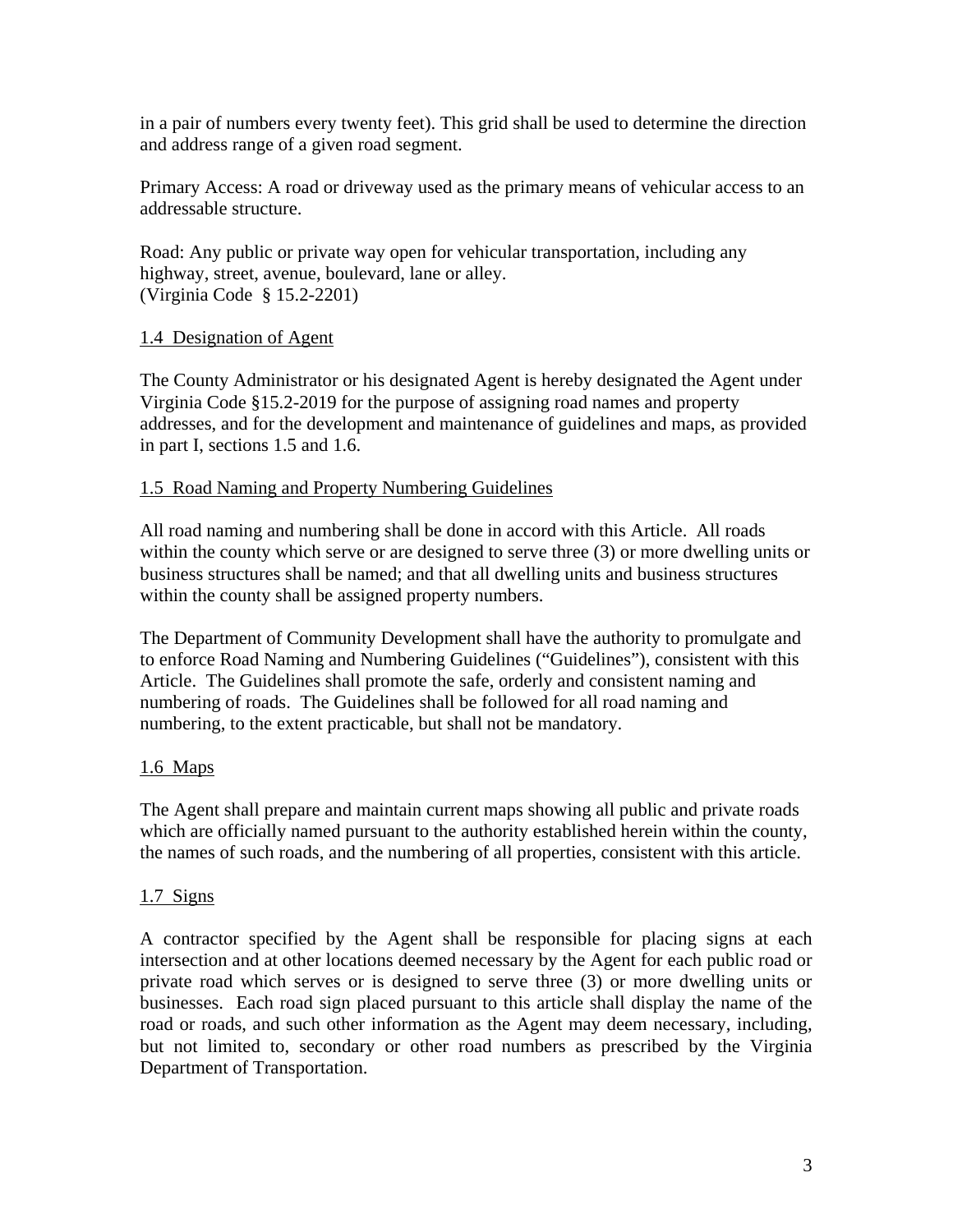in a pair of numbers every twenty feet). This grid shall be used to determine the direction and address range of a given road segment.

Primary Access: A road or driveway used as the primary means of vehicular access to an addressable structure.

Road: Any public or private way open for vehicular transportation, including any highway, street, avenue, boulevard, lane or alley.
(Virginia Code § 15.2-2201)

### 1.4 Designation of Agent

The County Administrator or his designated Agent is hereby designated the Agent under Virginia Code §15.2-2019 for the purpose of assigning road names and property addresses, and for the development and maintenance of guidelines and maps, as provided in part I, sections 1.5 and 1.6.

### 1.5 Road Naming and Property Numbering Guidelines

All road naming and numbering shall be done in accord with this Article. All roads within the county which serve or are designed to serve three (3) or more dwelling units or business structures shall be named; and that all dwelling units and business structures within the county shall be assigned property numbers.

The Department of Community Development shall have the authority to promulgate and to enforce Road Naming and Numbering Guidelines ("Guidelines"), consistent with this Article. The Guidelines shall promote the safe, orderly and consistent naming and numbering of roads. The Guidelines shall be followed for all road naming and numbering, to the extent practicable, but shall not be mandatory.

### 1.6 Maps

The Agent shall prepare and maintain current maps showing all public and private roads which are officially named pursuant to the authority established herein within the county, the names of such roads, and the numbering of all properties, consistent with this article.

### 1.7 Signs

A contractor specified by the Agent shall be responsible for placing signs at each intersection and at other locations deemed necessary by the Agent for each public road or private road which serves or is designed to serve three (3) or more dwelling units or businesses. Each road sign placed pursuant to this article shall display the name of the road or roads, and such other information as the Agent may deem necessary, including, but not limited to, secondary or other road numbers as prescribed by the Virginia Department of Transportation.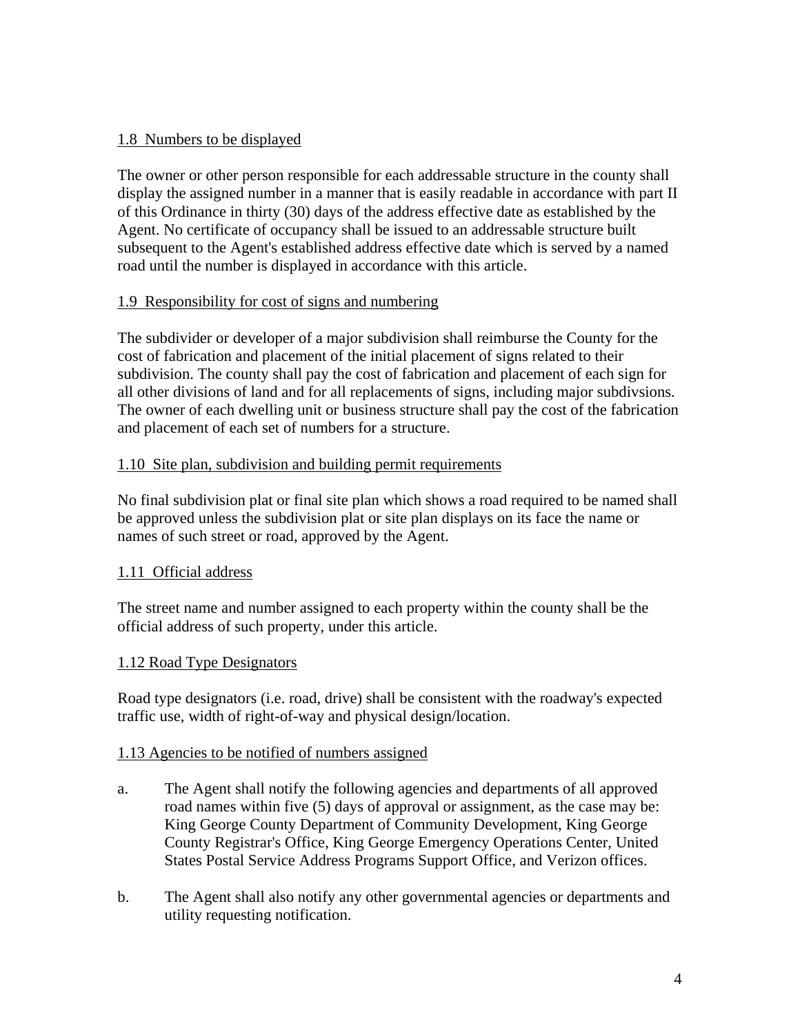1.8 Numbers to be displayed

The owner or other person responsible for each addressable structure in the county shall display the assigned number in a manner that is easily readable in accordance with part II of this Ordinance in thirty (30) days of the address effective date as established by the Agent. No certificate of occupancy shall be issued to an addressable structure built subsequent to the Agent's established address effective date which is served by a named road until the number is displayed in accordance with this article.

1.9 Responsibility for cost of signs and numbering

The subdivider or developer of a major subdivision shall reimburse the County for the cost of fabrication and placement of the initial placement of signs related to their subdivision. The county shall pay the cost of fabrication and placement of each sign for all other divisions of land and for all replacements of signs, including major subdivsions. The owner of each dwelling unit or business structure shall pay the cost of the fabrication and placement of each set of numbers for a structure.

1.10 Site plan, subdivision and building permit requirements

No final subdivision plat or final site plan which shows a road required to be named shall be approved unless the subdivision plat or site plan displays on its face the name or names of such street or road, approved by the Agent.

1.11 Official address

The street name and number assigned to each property within the county shall be the official address of such property, under this article.

1.12 Road Type Designators

Road type designators (i.e. road, drive) shall be consistent with the roadway's expected traffic use, width of right-of-way and physical design/location.

1.13 Agencies to be notified of numbers assigned

a. The Agent shall notify the following agencies and departments of all approved road names within five (5) days of approval or assignment, as the case may be: King George County Department of Community Development, King George County Registrar's Office, King George Emergency Operations Center, United States Postal Service Address Programs Support Office, and Verizon offices.

b. The Agent shall also notify any other governmental agencies or departments and utility requesting notification.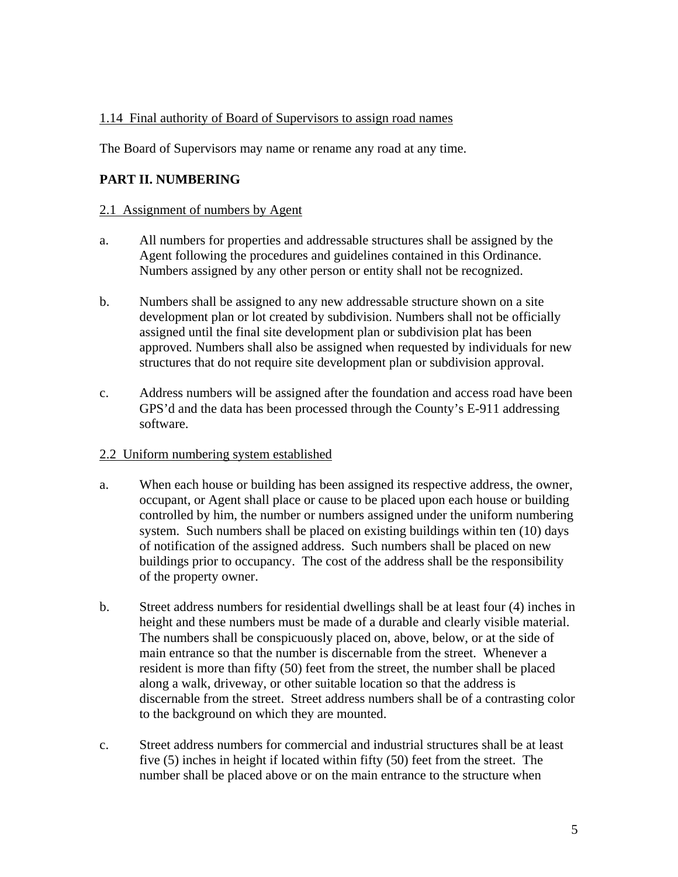1.14 Final authority of Board of Supervisors to assign road names

The Board of Supervisors may name or rename any road at any time.

## PART II. NUMBERING

2.1 Assignment of numbers by Agent

a. All numbers for properties and addressable structures shall be assigned by the Agent following the procedures and guidelines contained in this Ordinance. Numbers assigned by any other person or entity shall not be recognized.

b. Numbers shall be assigned to any new addressable structure shown on a site development plan or lot created by subdivision. Numbers shall not be officially assigned until the final site development plan or subdivision plat has been approved. Numbers shall also be assigned when requested by individuals for new structures that do not require site development plan or subdivision approval.

c. Address numbers will be assigned after the foundation and access road have been GPS'd and the data has been processed through the County's E-911 addressing software.

2.2 Uniform numbering system established

a. When each house or building has been assigned its respective address, the owner, occupant, or Agent shall place or cause to be placed upon each house or building controlled by him, the number or numbers assigned under the uniform numbering system. Such numbers shall be placed on existing buildings within ten (10) days of notification of the assigned address. Such numbers shall be placed on new buildings prior to occupancy. The cost of the address shall be the responsibility of the property owner.

b. Street address numbers for residential dwellings shall be at least four (4) inches in height and these numbers must be made of a durable and clearly visible material. The numbers shall be conspicuously placed on, above, below, or at the side of main entrance so that the number is discernable from the street. Whenever a resident is more than fifty (50) feet from the street, the number shall be placed along a walk, driveway, or other suitable location so that the address is discernable from the street. Street address numbers shall be of a contrasting color to the background on which they are mounted.

c. Street address numbers for commercial and industrial structures shall be at least five (5) inches in height if located within fifty (50) feet from the street. The number shall be placed above or on the main entrance to the structure when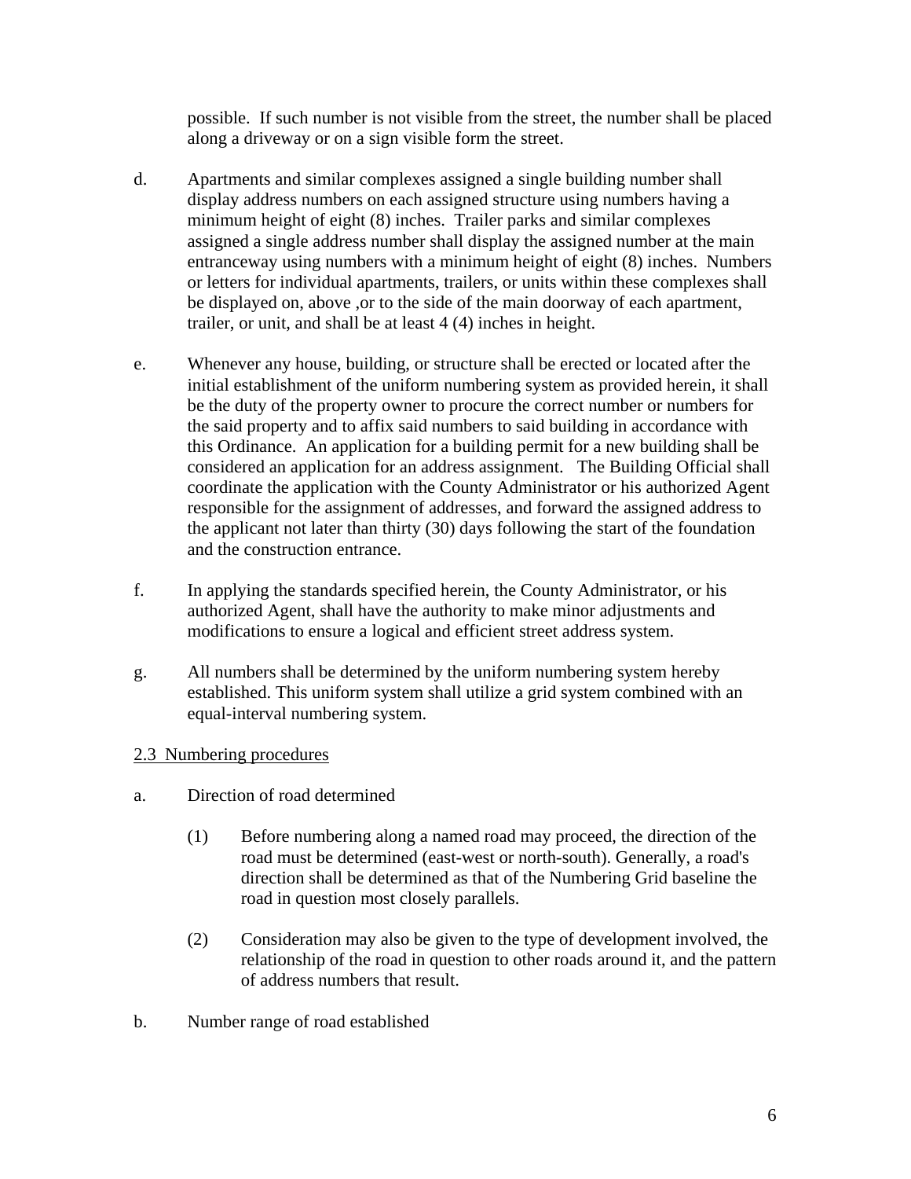possible. If such number is not visible from the street, the number shall be placed along a driveway or on a sign visible form the street.

d. Apartments and similar complexes assigned a single building number shall display address numbers on each assigned structure using numbers having a minimum height of eight (8) inches. Trailer parks and similar complexes assigned a single address number shall display the assigned number at the main entranceway using numbers with a minimum height of eight (8) inches. Numbers or letters for individual apartments, trailers, or units within these complexes shall be displayed on, above ,or to the side of the main doorway of each apartment, trailer, or unit, and shall be at least 4 (4) inches in height.

e. Whenever any house, building, or structure shall be erected or located after the initial establishment of the uniform numbering system as provided herein, it shall be the duty of the property owner to procure the correct number or numbers for the said property and to affix said numbers to said building in accordance with this Ordinance. An application for a building permit for a new building shall be considered an application for an address assignment. The Building Official shall coordinate the application with the County Administrator or his authorized Agent responsible for the assignment of addresses, and forward the assigned address to the applicant not later than thirty (30) days following the start of the foundation and the construction entrance.

f. In applying the standards specified herein, the County Administrator, or his authorized Agent, shall have the authority to make minor adjustments and modifications to ensure a logical and efficient street address system.

g. All numbers shall be determined by the uniform numbering system hereby established. This uniform system shall utilize a grid system combined with an equal-interval numbering system.

<u>2.3 Numbering procedures</u>

a. Direction of road determined

(1) Before numbering along a named road may proceed, the direction of the road must be determined (east-west or north-south). Generally, a road's direction shall be determined as that of the Numbering Grid baseline the road in question most closely parallels.

(2) Consideration may also be given to the type of development involved, the relationship of the road in question to other roads around it, and the pattern of address numbers that result.

b. Number range of road established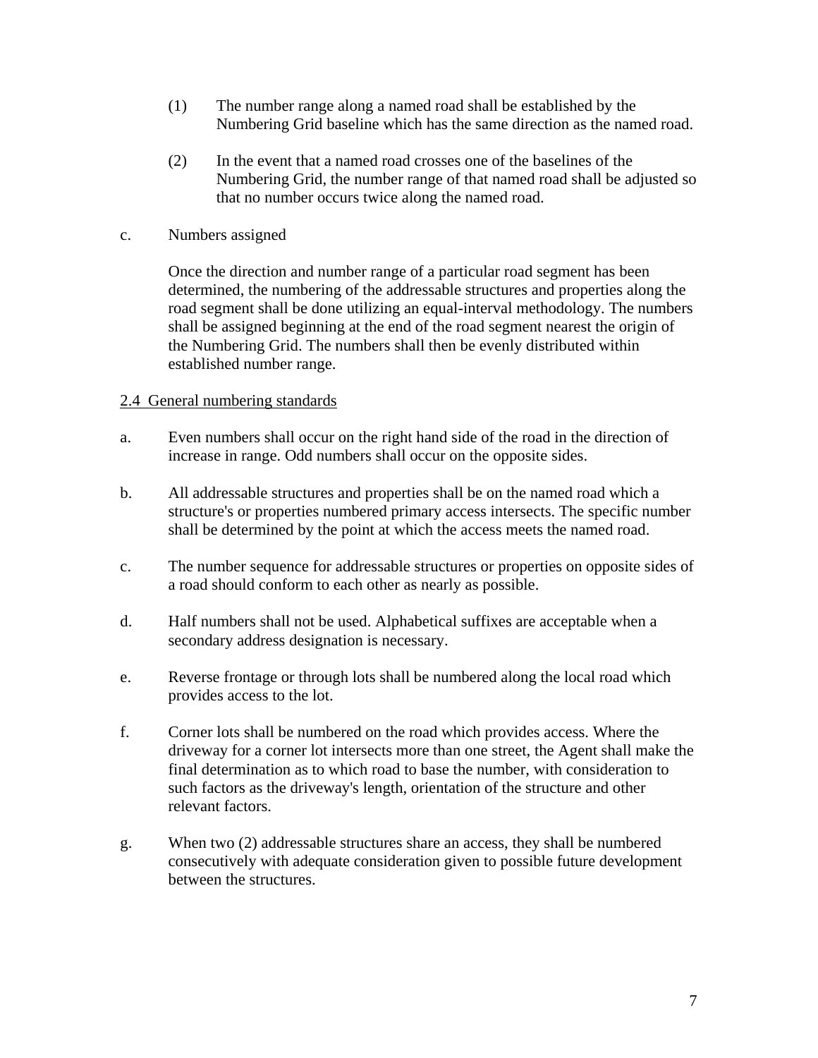(1) The number range along a named road shall be established by the Numbering Grid baseline which has the same direction as the named road.

(2) In the event that a named road crosses one of the baselines of the Numbering Grid, the number range of that named road shall be adjusted so that no number occurs twice along the named road.

c. Numbers assigned

Once the direction and number range of a particular road segment has been determined, the numbering of the addressable structures and properties along the road segment shall be done utilizing an equal-interval methodology. The numbers shall be assigned beginning at the end of the road segment nearest the origin of the Numbering Grid. The numbers shall then be evenly distributed within established number range.

2.4 General numbering standards

a. Even numbers shall occur on the right hand side of the road in the direction of increase in range. Odd numbers shall occur on the opposite sides.

b. All addressable structures and properties shall be on the named road which a structure's or properties numbered primary access intersects. The specific number shall be determined by the point at which the access meets the named road.

c. The number sequence for addressable structures or properties on opposite sides of a road should conform to each other as nearly as possible.

d. Half numbers shall not be used. Alphabetical suffixes are acceptable when a secondary address designation is necessary.

e. Reverse frontage or through lots shall be numbered along the local road which provides access to the lot.

f. Corner lots shall be numbered on the road which provides access. Where the driveway for a corner lot intersects more than one street, the Agent shall make the final determination as to which road to base the number, with consideration to such factors as the driveway's length, orientation of the structure and other relevant factors.

g. When two (2) addressable structures share an access, they shall be numbered consecutively with adequate consideration given to possible future development between the structures.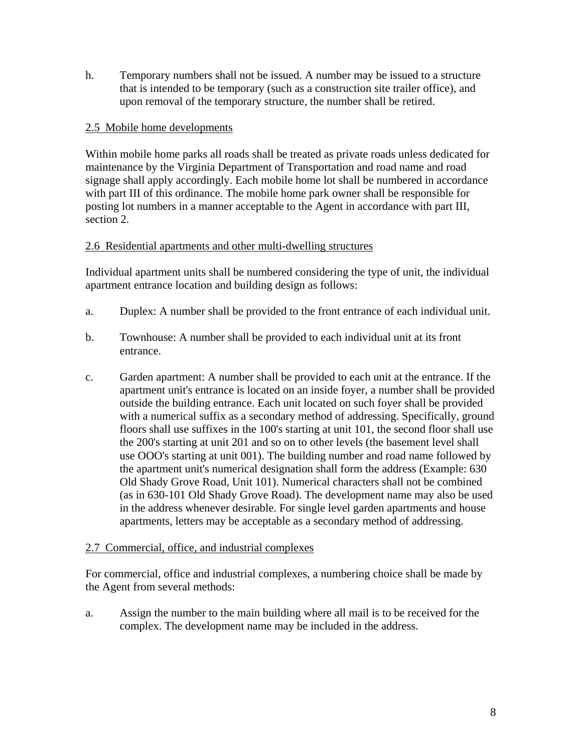h. Temporary numbers shall not be issued. A number may be issued to a structure that is intended to be temporary (such as a construction site trailer office), and upon removal of the temporary structure, the number shall be retired.

<u>2.5 Mobile home developments</u>

Within mobile home parks all roads shall be treated as private roads unless dedicated for maintenance by the Virginia Department of Transportation and road name and road signage shall apply accordingly. Each mobile home lot shall be numbered in accordance with part III of this ordinance. The mobile home park owner shall be responsible for posting lot numbers in a manner acceptable to the Agent in accordance with part III, section 2.

<u>2.6 Residential apartments and other multi-dwelling structures</u>

Individual apartment units shall be numbered considering the type of unit, the individual apartment entrance location and building design as follows:

a. Duplex: A number shall be provided to the front entrance of each individual unit.

b. Townhouse: A number shall be provided to each individual unit at its front entrance.

c. Garden apartment: A number shall be provided to each unit at the entrance. If the apartment unit's entrance is located on an inside foyer, a number shall be provided outside the building entrance. Each unit located on such foyer shall be provided with a numerical suffix as a secondary method of addressing. Specifically, ground floors shall use suffixes in the 100's starting at unit 101, the second floor shall use the 200's starting at unit 201 and so on to other levels (the basement level shall use OOO's starting at unit 001). The building number and road name followed by the apartment unit's numerical designation shall form the address (Example: 630 Old Shady Grove Road, Unit 101). Numerical characters shall not be combined (as in 630-101 Old Shady Grove Road). The development name may also be used in the address whenever desirable. For single level garden apartments and house apartments, letters may be acceptable as a secondary method of addressing.

<u>2.7 Commercial, office, and industrial complexes</u>

For commercial, office and industrial complexes, a numbering choice shall be made by the Agent from several methods:

a. Assign the number to the main building where all mail is to be received for the complex. The development name may be included in the address.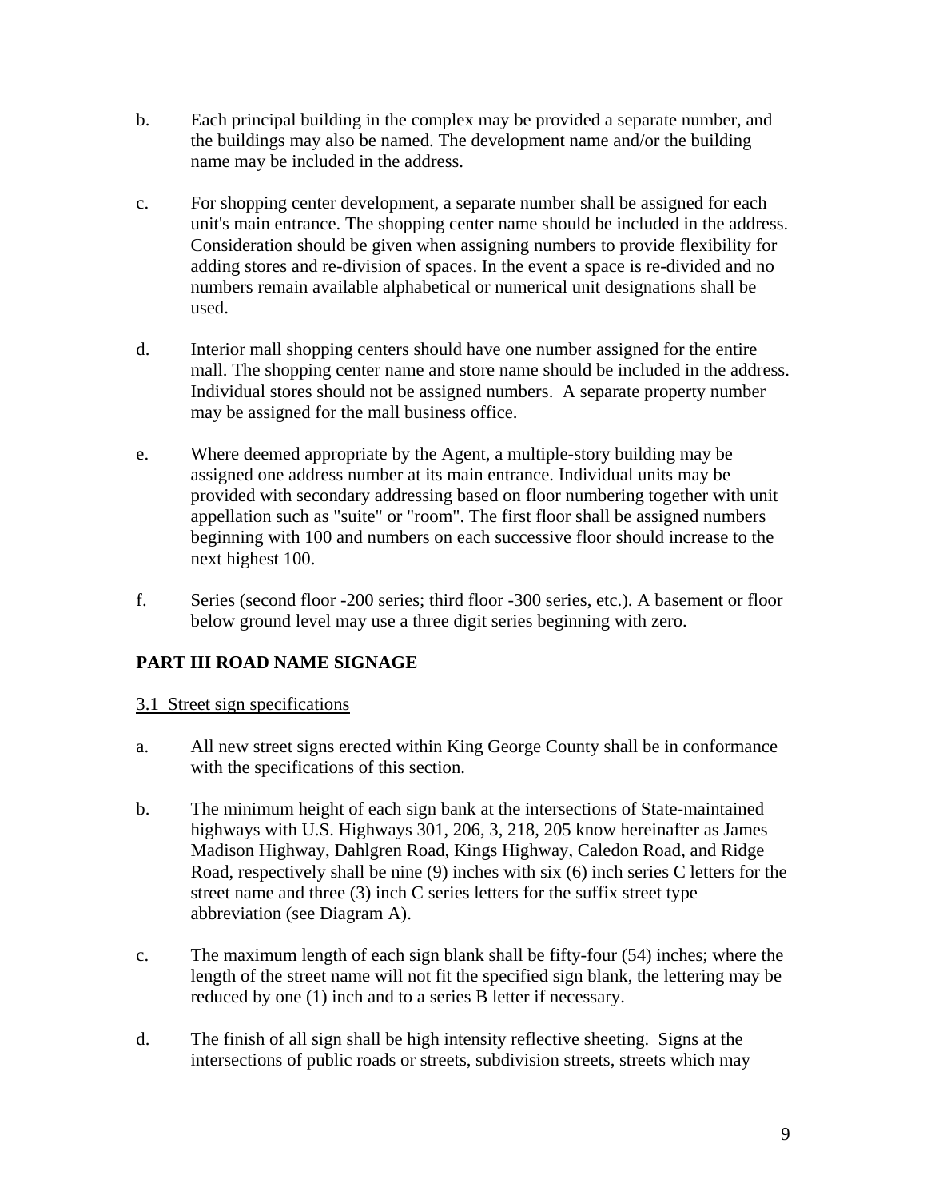b. Each principal building in the complex may be provided a separate number, and the buildings may also be named. The development name and/or the building name may be included in the address.

c. For shopping center development, a separate number shall be assigned for each unit's main entrance. The shopping center name should be included in the address. Consideration should be given when assigning numbers to provide flexibility for adding stores and re-division of spaces. In the event a space is re-divided and no numbers remain available alphabetical or numerical unit designations shall be used.

d. Interior mall shopping centers should have one number assigned for the entire mall. The shopping center name and store name should be included in the address. Individual stores should not be assigned numbers. A separate property number may be assigned for the mall business office.

e. Where deemed appropriate by the Agent, a multiple-story building may be assigned one address number at its main entrance. Individual units may be provided with secondary addressing based on floor numbering together with unit appellation such as "suite" or "room". The first floor shall be assigned numbers beginning with 100 and numbers on each successive floor should increase to the next highest 100.

f. Series (second floor -200 series; third floor -300 series, etc.). A basement or floor below ground level may use a three digit series beginning with zero.

## PART III ROAD NAME SIGNAGE

<u>3.1 Street sign specifications</u>

a. All new street signs erected within King George County shall be in conformance with the specifications of this section.

b. The minimum height of each sign bank at the intersections of State-maintained highways with U.S. Highways 301, 206, 3, 218, 205 know hereinafter as James Madison Highway, Dahlgren Road, Kings Highway, Caledon Road, and Ridge Road, respectively shall be nine (9) inches with six (6) inch series C letters for the street name and three (3) inch C series letters for the suffix street type abbreviation (see Diagram A).

c. The maximum length of each sign blank shall be fifty-four (54) inches; where the length of the street name will not fit the specified sign blank, the lettering may be reduced by one (1) inch and to a series B letter if necessary.

d. The finish of all sign shall be high intensity reflective sheeting. Signs at the intersections of public roads or streets, subdivision streets, streets which may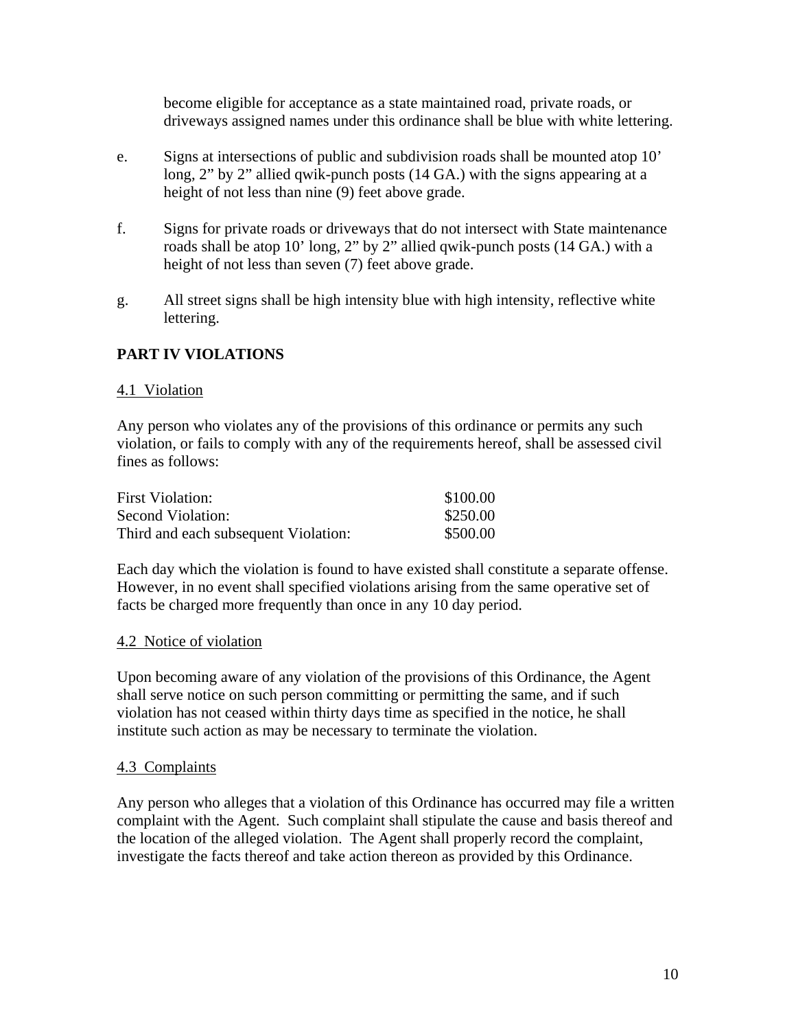become eligible for acceptance as a state maintained road, private roads, or driveways assigned names under this ordinance shall be blue with white lettering.

e. Signs at intersections of public and subdivision roads shall be mounted atop 10' long, 2" by 2" allied qwik-punch posts (14 GA.) with the signs appearing at a height of not less than nine (9) feet above grade.

f. Signs for private roads or driveways that do not intersect with State maintenance roads shall be atop 10' long, 2" by 2" allied qwik-punch posts (14 GA.) with a height of not less than seven (7) feet above grade.

g. All street signs shall be high intensity blue with high intensity, reflective white lettering.

## PART IV VIOLATIONS

### 4.1 Violation

Any person who violates any of the provisions of this ordinance or permits any such violation, or fails to comply with any of the requirements hereof, shall be assessed civil fines as follows:

| | |
|---|---|
| First Violation: | \$100.00 |
| Second Violation: | \$250.00 |
| Third and each subsequent Violation: | \$500.00 |

Each day which the violation is found to have existed shall constitute a separate offense. However, in no event shall specified violations arising from the same operative set of facts be charged more frequently than once in any 10 day period.

### 4.2 Notice of violation

Upon becoming aware of any violation of the provisions of this Ordinance, the Agent shall serve notice on such person committing or permitting the same, and if such violation has not ceased within thirty days time as specified in the notice, he shall institute such action as may be necessary to terminate the violation.

### 4.3 Complaints

Any person who alleges that a violation of this Ordinance has occurred may file a written complaint with the Agent. Such complaint shall stipulate the cause and basis thereof and the location of the alleged violation. The Agent shall properly record the complaint, investigate the facts thereof and take action thereon as provided by this Ordinance.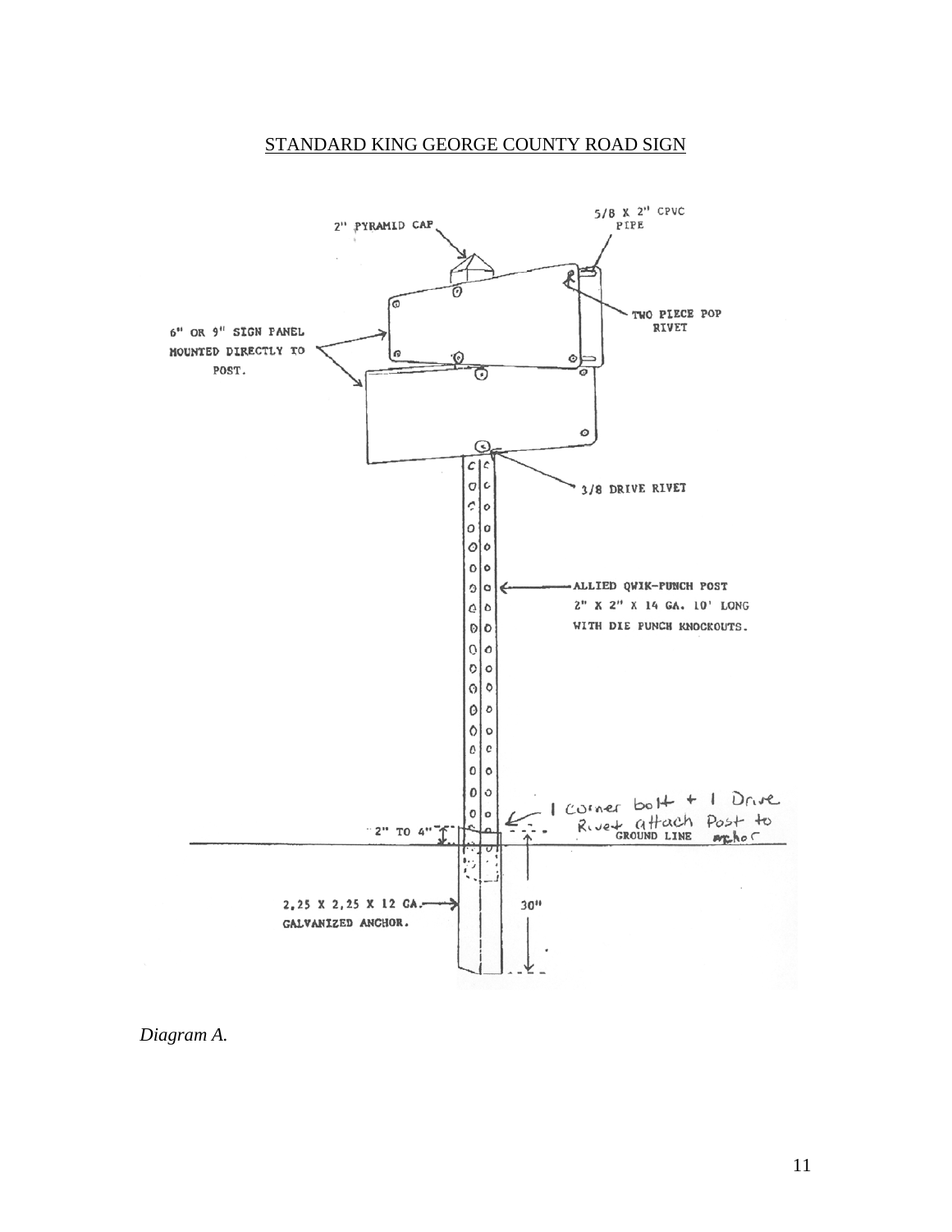STANDARD KING GEORGE COUNTY ROAD SIGN

2" PYRAMID CAP

5/8 X 2" CPVC PIPE

TWO PIECE POP RIVET

6" OR 9" SIGN PANEL MOUNTED DIRECTLY TO POST.

3/8 DRIVE RIVET

ALLIED QWIK-PUNCH POST 2" X 2" X 14 GA. 10' LONG WITH DIE PUNCH KNOCKOUTS.

1 corner bolt + 1 Drive Rivet attach Post to anchor

2" TO 4"

GROUND LINE

2.25 X 2.25 X 12 GA. GALVANIZED ANCHOR.

30"

*Diagram A.*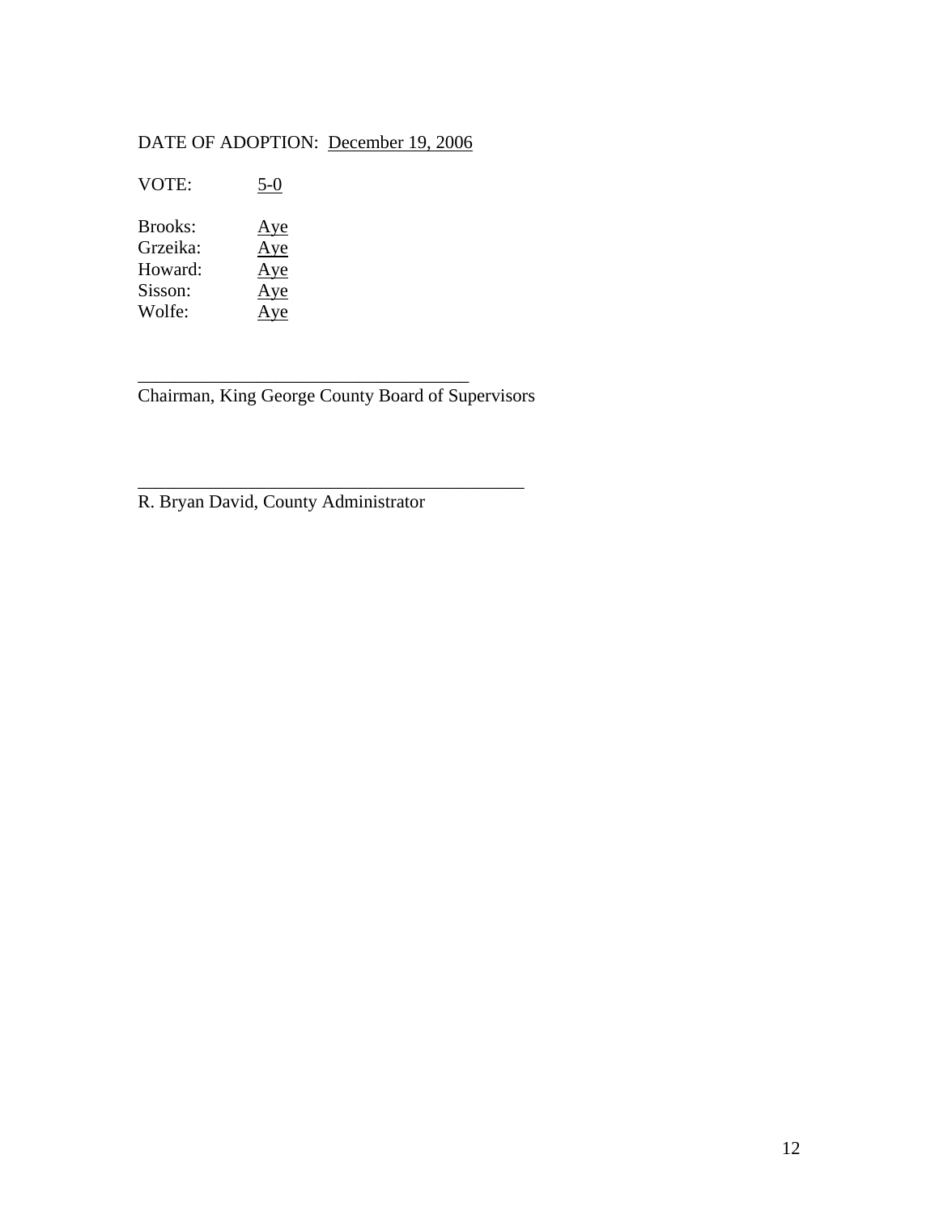DATE OF ADOPTION: December 19, 2006

VOTE: 5-0

| | |
|---|---|
| Brooks: | Aye |
| Grzeika: | Aye |
| Howard: | Aye |
| Sisson: | Aye |
| Wolfe: | Aye |

\_\_\_\_\_\_\_\_\_\_\_\_\_\_\_\_\_\_\_\_\_\_\_\_\_\_\_\_\_\_\_\_\_\_\_\_

Chairman, King George County Board of Supervisors

\_\_\_\_\_\_\_\_\_\_\_\_\_\_\_\_\_\_\_\_\_\_\_\_\_\_\_\_\_\_\_\_\_\_\_\_\_\_\_\_\_\_\_

R. Bryan David, County Administrator